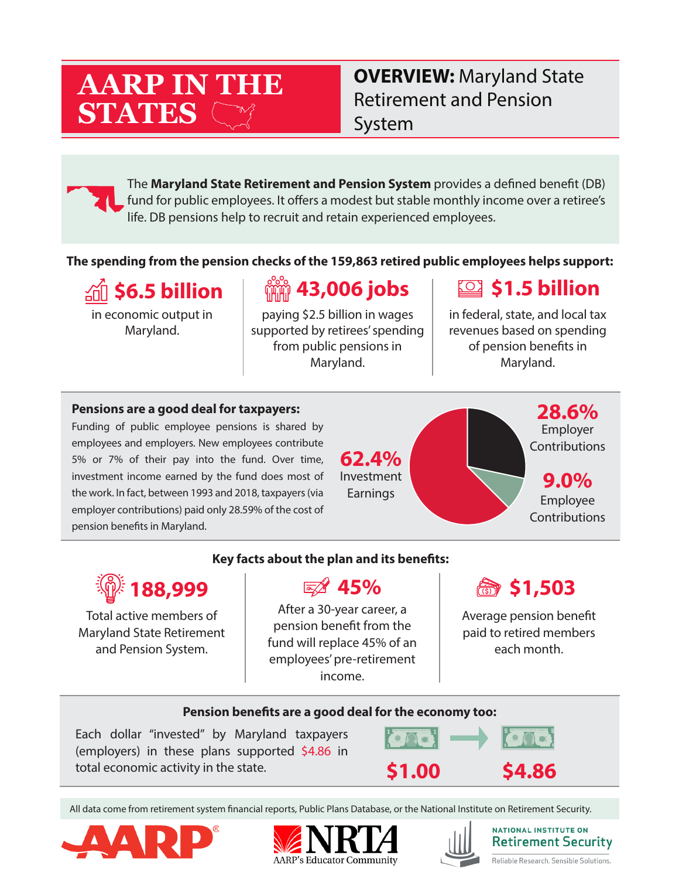# AARP IN THE STATES

## OVERVIEW: Maryland State Retirement and Pension System

The **Maryland State Retirement and Pension System** provides a defined benefit (DB) fund for public employees. It offers a modest but stable monthly income over a retiree's life. DB pensions help to recruit and retain experienced employees.

**The spending from the pension checks of the 159,863 retired public employees helps support:**

**$6.5 billion**
in economic output in Maryland.

**43,006 jobs**
paying $2.5 billion in wages supported by retirees' spending from public pensions in Maryland.

**$1.5 billion**
in federal, state, and local tax revenues based on spending of pension benefits in Maryland.

**Pensions are a good deal for taxpayers:**

Funding of public employee pensions is shared by employees and employers. New employees contribute 5% or 7% of their pay into the fund. Over time, investment income earned by the fund does most of the work. In fact, between 1993 and 2018, taxpayers (via employer contributions) paid only 28.59% of the cost of pension benefits in Maryland.

- **62.4%** Investment Earnings
- **28.6%** Employer Contributions
- **9.0%** Employee Contributions

**Key facts about the plan and its benefits:**

**188,999**
Total active members of Maryland State Retirement and Pension System.

**45%**
After a 30-year career, a pension benefit from the fund will replace 45% of an employees' pre-retirement income.

**$1,503**
Average pension benefit paid to retired members each month.

**Pension benefits are a good deal for the economy too:**

Each dollar "invested" by Maryland taxpayers (employers) in these plans supported $4.86 in total economic activity in the state.

**$1.00** → **$4.86**

All data come from retirement system financial reports, Public Plans Database, or the National Institute on Retirement Security.

AARP | NRTA AARP's Educator Community | National Institute on Retirement Security — Reliable Research. Sensible Solutions.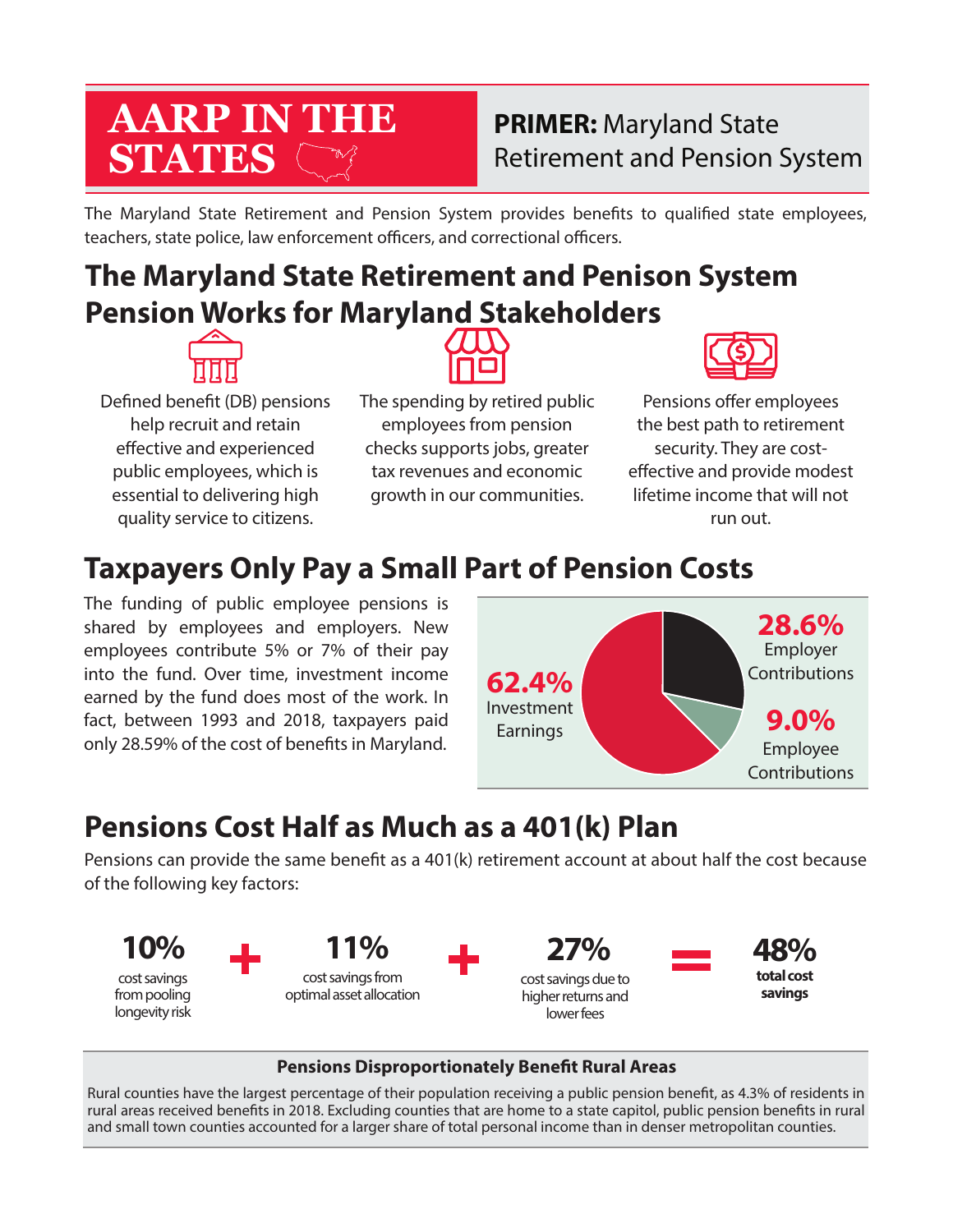# AARP IN THE STATES

**PRIMER:** Maryland State Retirement and Pension System

The Maryland State Retirement and Pension System provides benefits to qualified state employees, teachers, state police, law enforcement officers, and correctional officers.

## The Maryland State Retirement and Penison System Pension Works for Maryland Stakeholders

Defined benefit (DB) pensions help recruit and retain effective and experienced public employees, which is essential to delivering high quality service to citizens.

The spending by retired public employees from pension checks supports jobs, greater tax revenues and economic growth in our communities.

Pensions offer employees the best path to retirement security. They are cost-effective and provide modest lifetime income that will not run out.

## Taxpayers Only Pay a Small Part of Pension Costs

The funding of public employee pensions is shared by employees and employers. New employees contribute 5% or 7% of their pay into the fund. Over time, investment income earned by the fund does most of the work. In fact, between 1993 and 2018, taxpayers paid only 28.59% of the cost of benefits in Maryland.

| Source | Share |
| --- | --- |
| Investment Earnings | 62.4% |
| Employer Contributions | 28.6% |
| Employee Contributions | 9.0% |

## Pensions Cost Half as Much as a 401(k) Plan

Pensions can provide the same benefit as a 401(k) retirement account at about half the cost because of the following key factors:

**10%** cost savings from pooling longevity risk + **11%** cost savings from optimal asset allocation + **27%** cost savings due to higher returns and lower fees = **48% total cost savings**

### Pensions Disproportionately Benefit Rural Areas

Rural counties have the largest percentage of their population receiving a public pension benefit, as 4.3% of residents in rural areas received benefits in 2018. Excluding counties that are home to a state capitol, public pension benefits in rural and small town counties accounted for a larger share of total personal income than in denser metropolitan counties.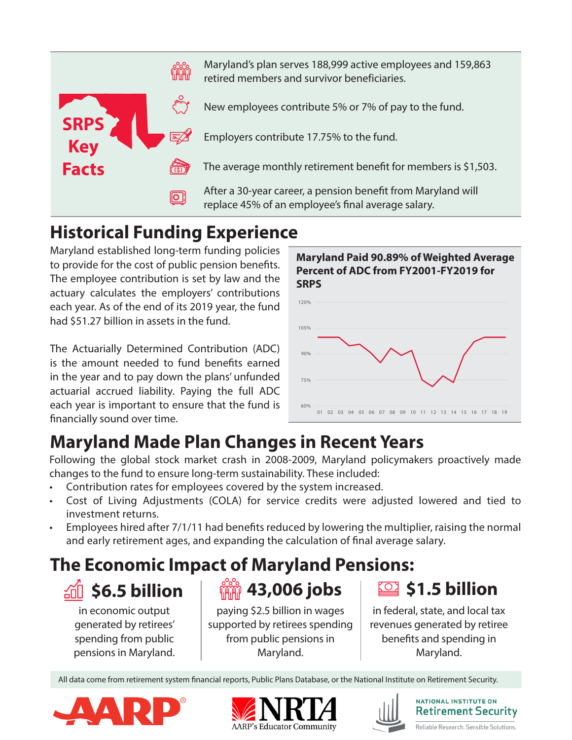## SRPS Key Facts

- Maryland's plan serves 188,999 active employees and 159,863 retired members and survivor beneficiaries.
- New employees contribute 5% or 7% of pay to the fund.
- Employers contribute 17.75% to the fund.
- The average monthly retirement benefit for members is $1,503.
- After a 30-year career, a pension benefit from Maryland will replace 45% of an employee's final average salary.

# Historical Funding Experience

Maryland established long-term funding policies to provide for the cost of public pension benefits. The employee contribution is set by law and the actuary calculates the employers' contributions each year. As of the end of its 2019 year, the fund had $51.27 billion in assets in the fund.

The Actuarially Determined Contribution (ADC) is the amount needed to fund benefits earned in the year and to pay down the plans' unfunded actuarial accrued liability. Paying the full ADC each year is important to ensure that the fund is financially sound over time.

**Maryland Paid 90.89% of Weighted Average Percent of ADC from FY2001-FY2019 for SRPS**

# Maryland Made Plan Changes in Recent Years

Following the global stock market crash in 2008-2009, Maryland policymakers proactively made changes to the fund to ensure long-term sustainability. These included:

- Contribution rates for employees covered by the system increased.
- Cost of Living Adjustments (COLA) for service credits were adjusted lowered and tied to investment returns.
- Employees hired after 7/1/11 had benefits reduced by lowering the multiplier, raising the normal and early retirement ages, and expanding the calculation of final average salary.

# The Economic Impact of Maryland Pensions:

**$6.5 billion** in economic output generated by retirees' spending from public pensions in Maryland.

**43,006 jobs** paying $2.5 billion in wages supported by retirees spending from public pensions in Maryland.

**$1.5 billion** in federal, state, and local tax revenues generated by retiree benefits and spending in Maryland.

All data come from retirement system financial reports, Public Plans Database, or the National Institute on Retirement Security.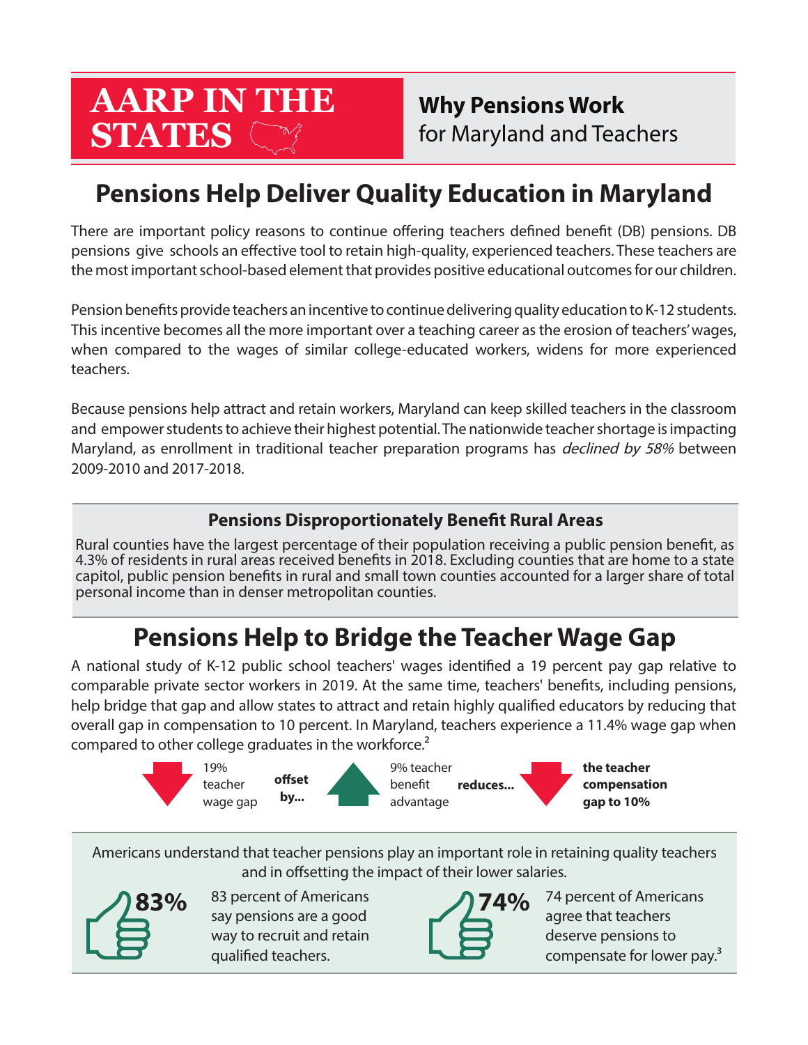# AARP IN THE STATES

**Why Pensions Work**
for Maryland and Teachers

## Pensions Help Deliver Quality Education in Maryland

There are important policy reasons to continue offering teachers defined benefit (DB) pensions. DB pensions give schools an effective tool to retain high-quality, experienced teachers. These teachers are the most important school-based element that provides positive educational outcomes for our children.

Pension benefits provide teachers an incentive to continue delivering quality education to K-12 students. This incentive becomes all the more important over a teaching career as the erosion of teachers' wages, when compared to the wages of similar college-educated workers, widens for more experienced teachers.

Because pensions help attract and retain workers, Maryland can keep skilled teachers in the classroom and empower students to achieve their highest potential. The nationwide teacher shortage is impacting Maryland, as enrollment in traditional teacher preparation programs has *declined by 58%* between 2009-2010 and 2017-2018.

### Pensions Disproportionately Benefit Rural Areas

Rural counties have the largest percentage of their population receiving a public pension benefit, as 4.3% of residents in rural areas received benefits in 2018. Excluding counties that are home to a state capitol, public pension benefits in rural and small town counties accounted for a larger share of total personal income than in denser metropolitan counties.

## Pensions Help to Bridge the Teacher Wage Gap

A national study of K-12 public school teachers' wages identified a 19 percent pay gap relative to comparable private sector workers in 2019. At the same time, teachers' benefits, including pensions, help bridge that gap and allow states to attract and retain highly qualified educators by reducing that overall gap in compensation to 10 percent. In Maryland, teachers experience a 11.4% wage gap when compared to other college graduates in the workforce.[2]

19% teacher wage gap **offset by...** 9% teacher benefit advantage **reduces...** **the teacher compensation gap to 10%**

Americans understand that teacher pensions play an important role in retaining quality teachers and in offsetting the impact of their lower salaries.

**83%** 83 percent of Americans say pensions are a good way to recruit and retain qualified teachers.

**74%** 74 percent of Americans agree that teachers deserve pensions to compensate for lower pay.[3]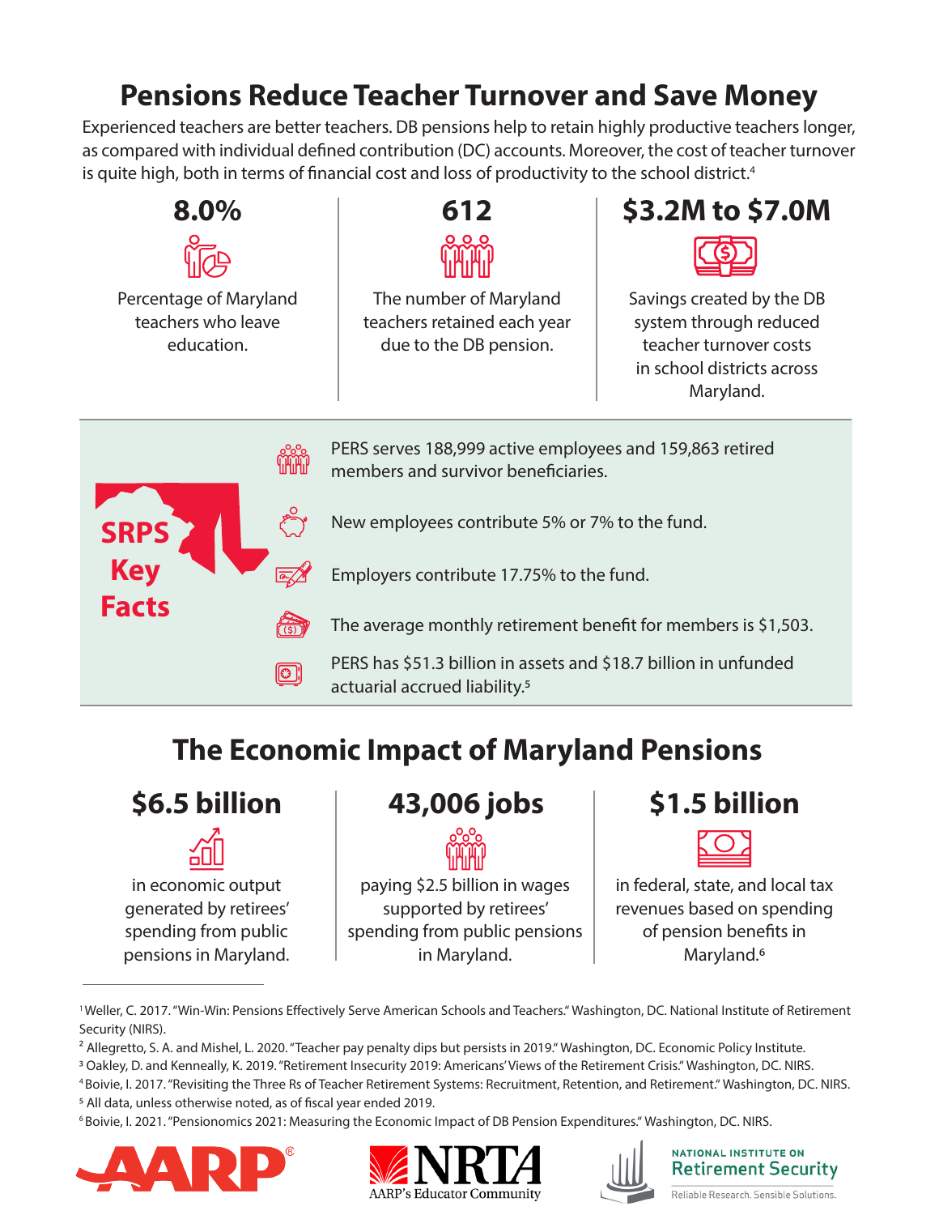# Pensions Reduce Teacher Turnover and Save Money

Experienced teachers are better teachers. DB pensions help to retain highly productive teachers longer, as compared with individual defined contribution (DC) accounts. Moreover, the cost of teacher turnover is quite high, both in terms of financial cost and loss of productivity to the school district.[4]

**8.0%**

Percentage of Maryland teachers who leave education.

**612**

The number of Maryland teachers retained each year due to the DB pension.

**$3.2M to $7.0M**

Savings created by the DB system through reduced teacher turnover costs in school districts across Maryland.

## SRPS Key Facts

- PERS serves 188,999 active employees and 159,863 retired members and survivor beneficiaries.
- New employees contribute 5% or 7% to the fund.
- Employers contribute 17.75% to the fund.
- The average monthly retirement benefit for members is $1,503.
- PERS has $51.3 billion in assets and $18.7 billion in unfunded actuarial accrued liability.[5]

# The Economic Impact of Maryland Pensions

**$6.5 billion**

in economic output generated by retirees' spending from public pensions in Maryland.

**43,006 jobs**

paying $2.5 billion in wages supported by retirees' spending from public pensions in Maryland.

**$1.5 billion**

in federal, state, and local tax revenues based on spending of pension benefits in Maryland.[6]

---

[1] Weller, C. 2017. "Win-Win: Pensions Effectively Serve American Schools and Teachers." Washington, DC. National Institute of Retirement Security (NIRS).

[2] Allegretto, S. A. and Mishel, L. 2020. "Teacher pay penalty dips but persists in 2019." Washington, DC. Economic Policy Institute.

[3] Oakley, D. and Kenneally, K. 2019. "Retirement Insecurity 2019: Americans' Views of the Retirement Crisis." Washington, DC. NIRS.

[4] Boivie, I. 2017. "Revisiting the Three Rs of Teacher Retirement Systems: Recruitment, Retention, and Retirement." Washington, DC. NIRS.

[5] All data, unless otherwise noted, as of fiscal year ended 2019.

[6] Boivie, I. 2021. "Pensionomics 2021: Measuring the Economic Impact of DB Pension Expenditures." Washington, DC. NIRS.

AARP® | NRTA AARP's Educator Community | National Institute on Retirement Security — Reliable Research. Sensible Solutions.